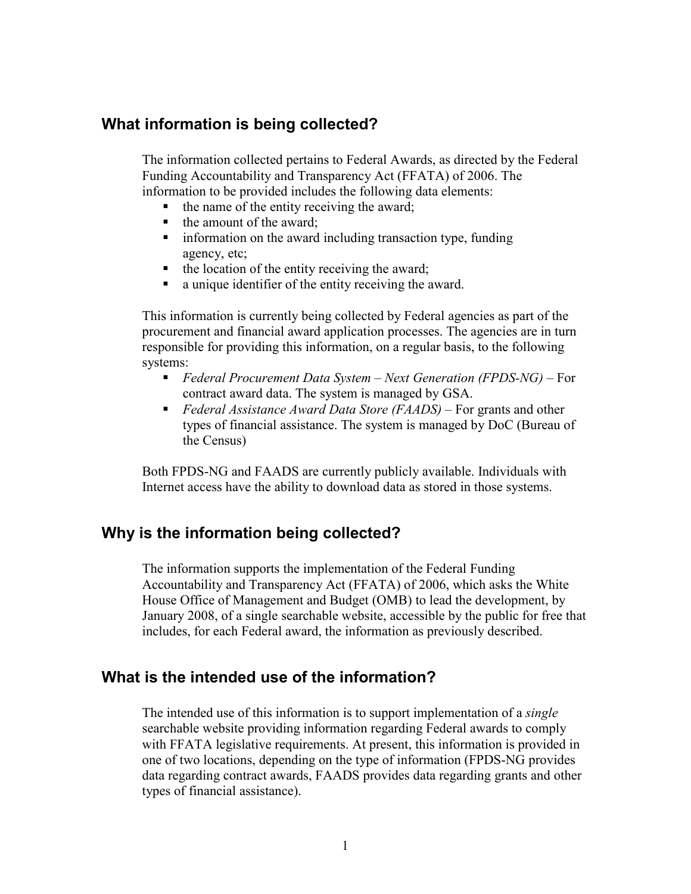## What information is being collected?

The information collected pertains to Federal Awards, as directed by the Federal Funding Accountability and Transparency Act (FFATA) of 2006. The information to be provided includes the following data elements:

- the name of the entity receiving the award;
- the amount of the award;
- information on the award including transaction type, funding agency, etc;
- the location of the entity receiving the award;
- a unique identifier of the entity receiving the award.

This information is currently being collected by Federal agencies as part of the procurement and financial award application processes. The agencies are in turn responsible for providing this information, on a regular basis, to the following systems:

- *Federal Procurement Data System – Next Generation (FPDS-NG)* – For contract award data. The system is managed by GSA.
- *Federal Assistance Award Data Store (FAADS)* – For grants and other types of financial assistance. The system is managed by DoC (Bureau of the Census)

Both FPDS-NG and FAADS are currently publicly available. Individuals with Internet access have the ability to download data as stored in those systems.

## Why is the information being collected?

The information supports the implementation of the Federal Funding Accountability and Transparency Act (FFATA) of 2006, which asks the White House Office of Management and Budget (OMB) to lead the development, by January 2008, of a single searchable website, accessible by the public for free that includes, for each Federal award, the information as previously described.

## What is the intended use of the information?

The intended use of this information is to support implementation of a *single* searchable website providing information regarding Federal awards to comply with FFATA legislative requirements. At present, this information is provided in one of two locations, depending on the type of information (FPDS-NG provides data regarding contract awards, FAADS provides data regarding grants and other types of financial assistance).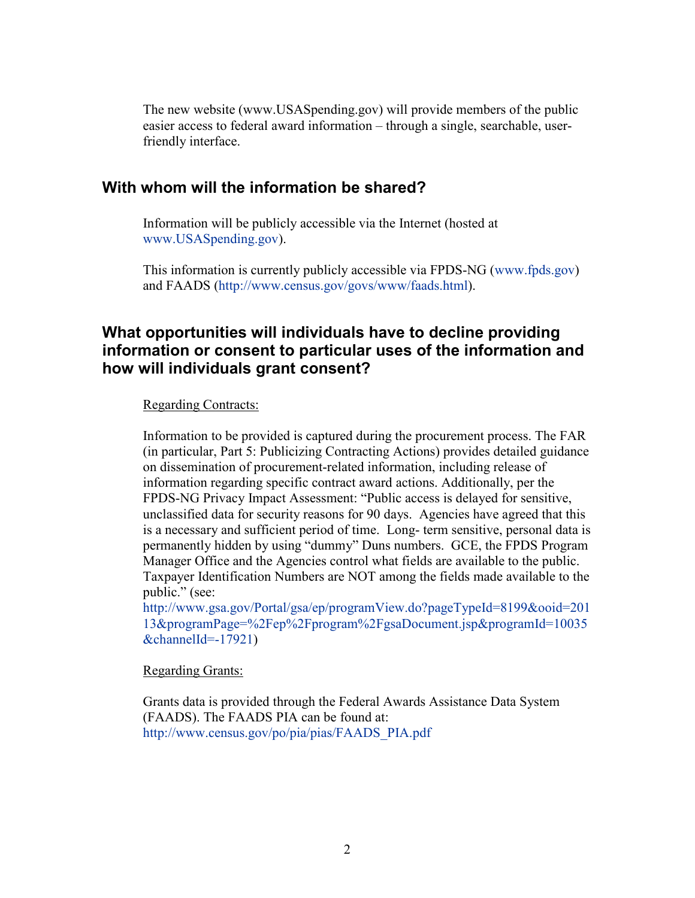The new website (www.USASpending.gov) will provide members of the public easier access to federal award information – through a single, searchable, user-friendly interface.

## With whom will the information be shared?

Information will be publicly accessible via the Internet (hosted at www.USASpending.gov).

This information is currently publicly accessible via FPDS-NG (www.fpds.gov) and FAADS (http://www.census.gov/govs/www/faads.html).

## What opportunities will individuals have to decline providing information or consent to particular uses of the information and how will individuals grant consent?

<u>Regarding Contracts:</u>

Information to be provided is captured during the procurement process. The FAR (in particular, Part 5: Publicizing Contracting Actions) provides detailed guidance on dissemination of procurement-related information, including release of information regarding specific contract award actions. Additionally, per the FPDS-NG Privacy Impact Assessment: "Public access is delayed for sensitive, unclassified data for security reasons for 90 days. Agencies have agreed that this is a necessary and sufficient period of time. Long- term sensitive, personal data is permanently hidden by using "dummy" Duns numbers. GCE, the FPDS Program Manager Office and the Agencies control what fields are available to the public. Taxpayer Identification Numbers are NOT among the fields made available to the public." (see: http://www.gsa.gov/Portal/gsa/ep/programView.do?pageTypeId=8199&ooid=20113&programPage=%2Fep%2Fprogram%2FgsaDocument.jsp&programId=10035&channelId=-17921)

<u>Regarding Grants:</u>

Grants data is provided through the Federal Awards Assistance Data System (FAADS). The FAADS PIA can be found at: http://www.census.gov/po/pia/pias/FAADS_PIA.pdf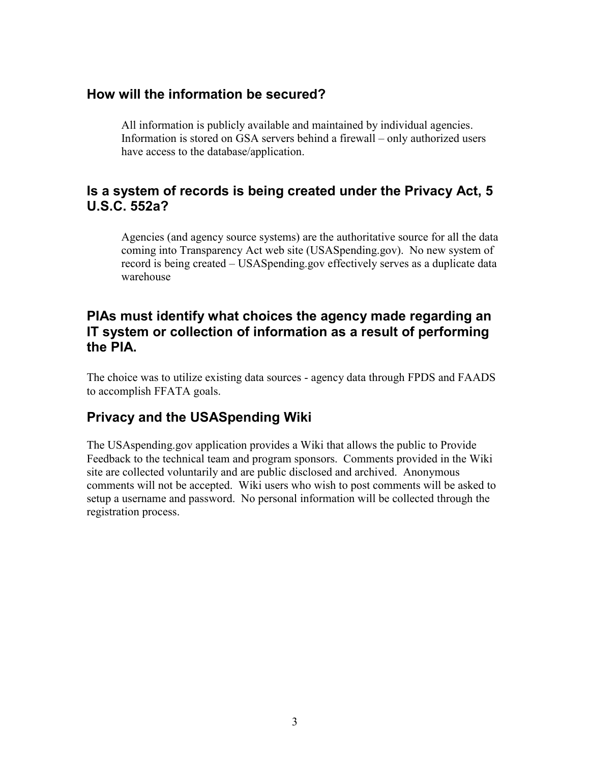## How will the information be secured?

All information is publicly available and maintained by individual agencies. Information is stored on GSA servers behind a firewall – only authorized users have access to the database/application.

## Is a system of records is being created under the Privacy Act, 5 U.S.C. 552a?

Agencies (and agency source systems) are the authoritative source for all the data coming into Transparency Act web site (USASpending.gov). No new system of record is being created – USASpending.gov effectively serves as a duplicate data warehouse

## PIAs must identify what choices the agency made regarding an IT system or collection of information as a result of performing the PIA.

The choice was to utilize existing data sources - agency data through FPDS and FAADS to accomplish FFATA goals.

## Privacy and the USASpending Wiki

The USAspending.gov application provides a Wiki that allows the public to Provide Feedback to the technical team and program sponsors. Comments provided in the Wiki site are collected voluntarily and are public disclosed and archived. Anonymous comments will not be accepted. Wiki users who wish to post comments will be asked to setup a username and password. No personal information will be collected through the registration process.